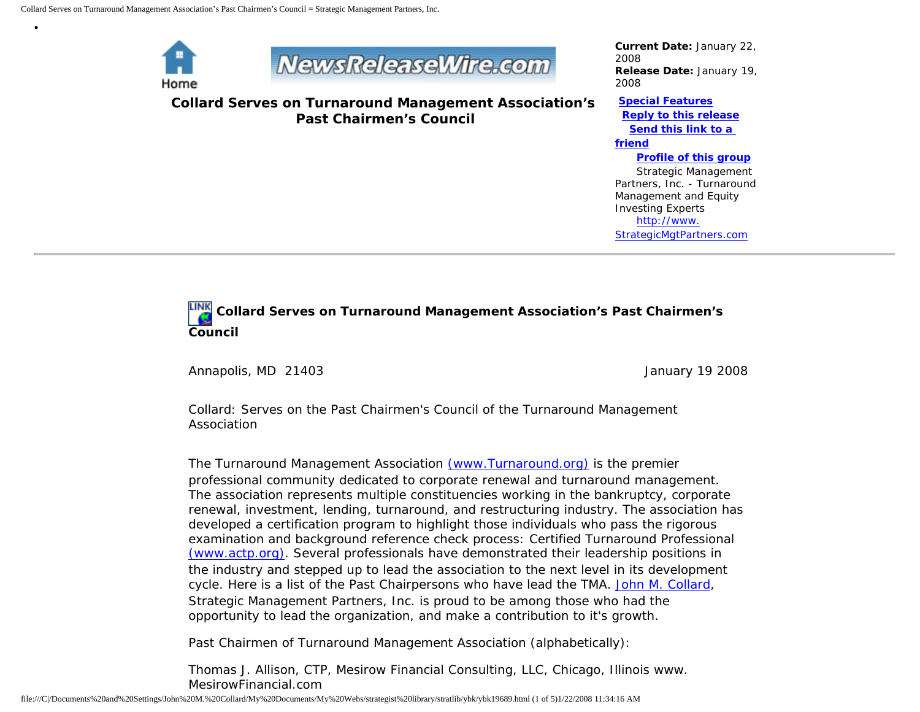Home

NewsReleaseWire.com

**Current Date:** January 22, 2008
**Release Date:** January 19, 2008

# Collard Serves on Turnaround Management Association's Past Chairmen's Council

**Special Features**
**Reply to this release**
**Send this link to a friend**
**Profile of this group**

Strategic Management Partners, Inc. - Turnaround Management and Equity Investing Experts
http://www.StrategicMgtPartners.com

---

## Collard Serves on Turnaround Management Association's Past Chairmen's Council

Annapolis, MD 21403 — January 19 2008

Collard: Serves on the Past Chairmen's Council of the Turnaround Management Association

The Turnaround Management Association (www.Turnaround.org) is the premier professional community dedicated to corporate renewal and turnaround management. The association represents multiple constituencies working in the bankruptcy, corporate renewal, investment, lending, turnaround, and restructuring industry. The association has developed a certification program to highlight those individuals who pass the rigorous examination and background reference check process: Certified Turnaround Professional (www.actp.org). Several professionals have demonstrated their leadership positions in the industry and stepped up to lead the association to the next level in its development cycle. Here is a list of the Past Chairpersons who have lead the TMA. John M. Collard, Strategic Management Partners, Inc. is proud to be among those who had the opportunity to lead the organization, and make a contribution to it's growth.

Past Chairmen of Turnaround Management Association (alphabetically):

Thomas J. Allison, CTP, Mesirow Financial Consulting, LLC, Chicago, Illinois www.MesirowFinancial.com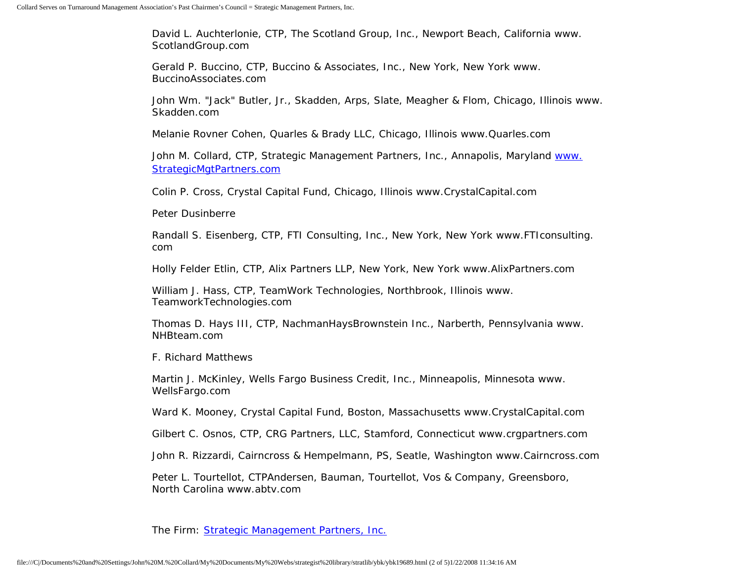David L. Auchterlonie, CTP, The Scotland Group, Inc., Newport Beach, California www.ScotlandGroup.com

Gerald P. Buccino, CTP, Buccino & Associates, Inc., New York, New York www.BuccinoAssociates.com

John Wm. "Jack" Butler, Jr., Skadden, Arps, Slate, Meagher & Flom, Chicago, Illinois www.Skadden.com

Melanie Rovner Cohen, Quarles & Brady LLC, Chicago, Illinois www.Quarles.com

John M. Collard, CTP, Strategic Management Partners, Inc., Annapolis, Maryland [www.StrategicMgtPartners.com](http://www.StrategicMgtPartners.com)

Colin P. Cross, Crystal Capital Fund, Chicago, Illinois www.CrystalCapital.com

Peter Dusinberre

Randall S. Eisenberg, CTP, FTI Consulting, Inc., New York, New York www.FTIconsulting.com

Holly Felder Etlin, CTP, Alix Partners LLP, New York, New York www.AlixPartners.com

William J. Hass, CTP, TeamWork Technologies, Northbrook, Illinois www.TeamworkTechnologies.com

Thomas D. Hays III, CTP, NachmanHaysBrownstein Inc., Narberth, Pennsylvania www.NHBteam.com

F. Richard Matthews

Martin J. McKinley, Wells Fargo Business Credit, Inc., Minneapolis, Minnesota www.WellsFargo.com

Ward K. Mooney, Crystal Capital Fund, Boston, Massachusetts www.CrystalCapital.com

Gilbert C. Osnos, CTP, CRG Partners, LLC, Stamford, Connecticut www.crgpartners.com

John R. Rizzardi, Cairncross & Hempelmann, PS, Seatle, Washington www.Cairncross.com

Peter L. Tourtellot, CTPAndersen, Bauman, Tourtellot, Vos & Company, Greensboro, North Carolina www.abtv.com

The Firm: [Strategic Management Partners, Inc.](http://www.StrategicMgtPartners.com)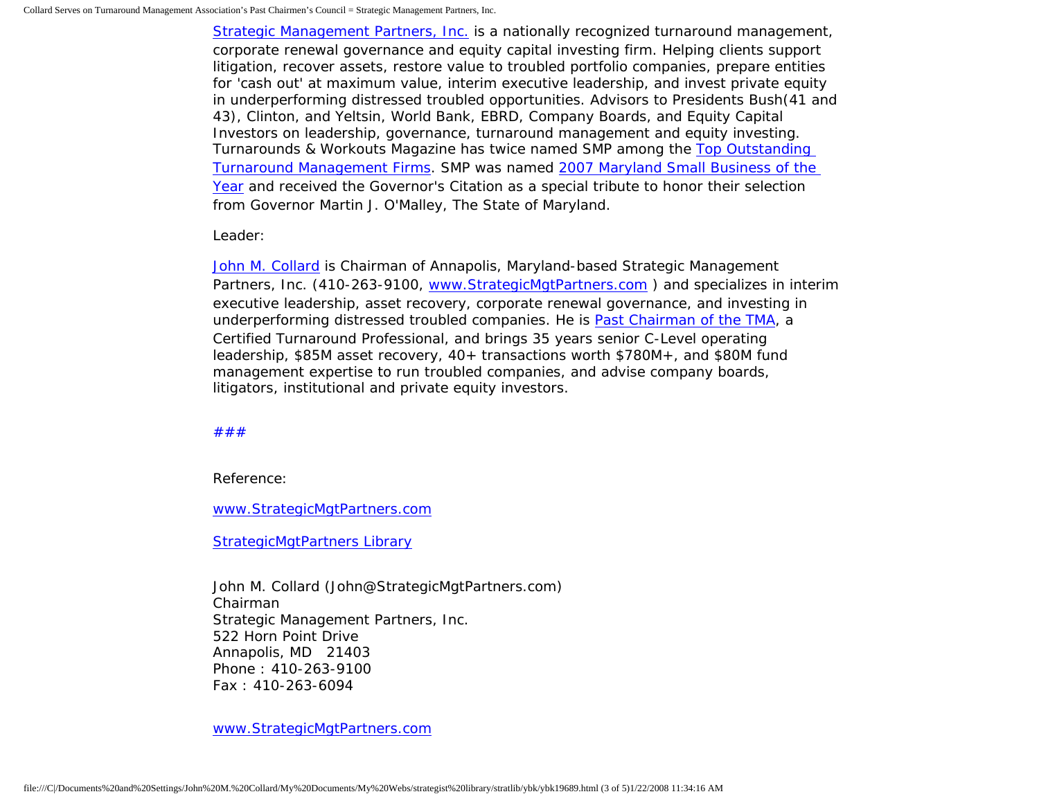Strategic Management Partners, Inc. is a nationally recognized turnaround management, corporate renewal governance and equity capital investing firm. Helping clients support litigation, recover assets, restore value to troubled portfolio companies, prepare entities for 'cash out' at maximum value, interim executive leadership, and invest private equity in underperforming distressed troubled opportunities. Advisors to Presidents Bush(41 and 43), Clinton, and Yeltsin, World Bank, EBRD, Company Boards, and Equity Capital Investors on leadership, governance, turnaround management and equity investing. Turnarounds & Workouts Magazine has twice named SMP among the Top Outstanding Turnaround Management Firms. SMP was named 2007 Maryland Small Business of the Year and received the Governor's Citation as a special tribute to honor their selection from Governor Martin J. O'Malley, The State of Maryland.

Leader:

John M. Collard is Chairman of Annapolis, Maryland-based Strategic Management Partners, Inc. (410-263-9100, www.StrategicMgtPartners.com ) and specializes in interim executive leadership, asset recovery, corporate renewal governance, and investing in underperforming distressed troubled companies. He is Past Chairman of the TMA, a Certified Turnaround Professional, and brings 35 years senior C-Level operating leadership, $85M asset recovery, 40+ transactions worth $780M+, and $80M fund management expertise to run troubled companies, and advise company boards, litigators, institutional and private equity investors.

###

Reference:

www.StrategicMgtPartners.com

StrategicMgtPartners Library

John M. Collard (John@StrategicMgtPartners.com)
Chairman
Strategic Management Partners, Inc.
522 Horn Point Drive
Annapolis, MD 21403
Phone : 410-263-9100
Fax : 410-263-6094

www.StrategicMgtPartners.com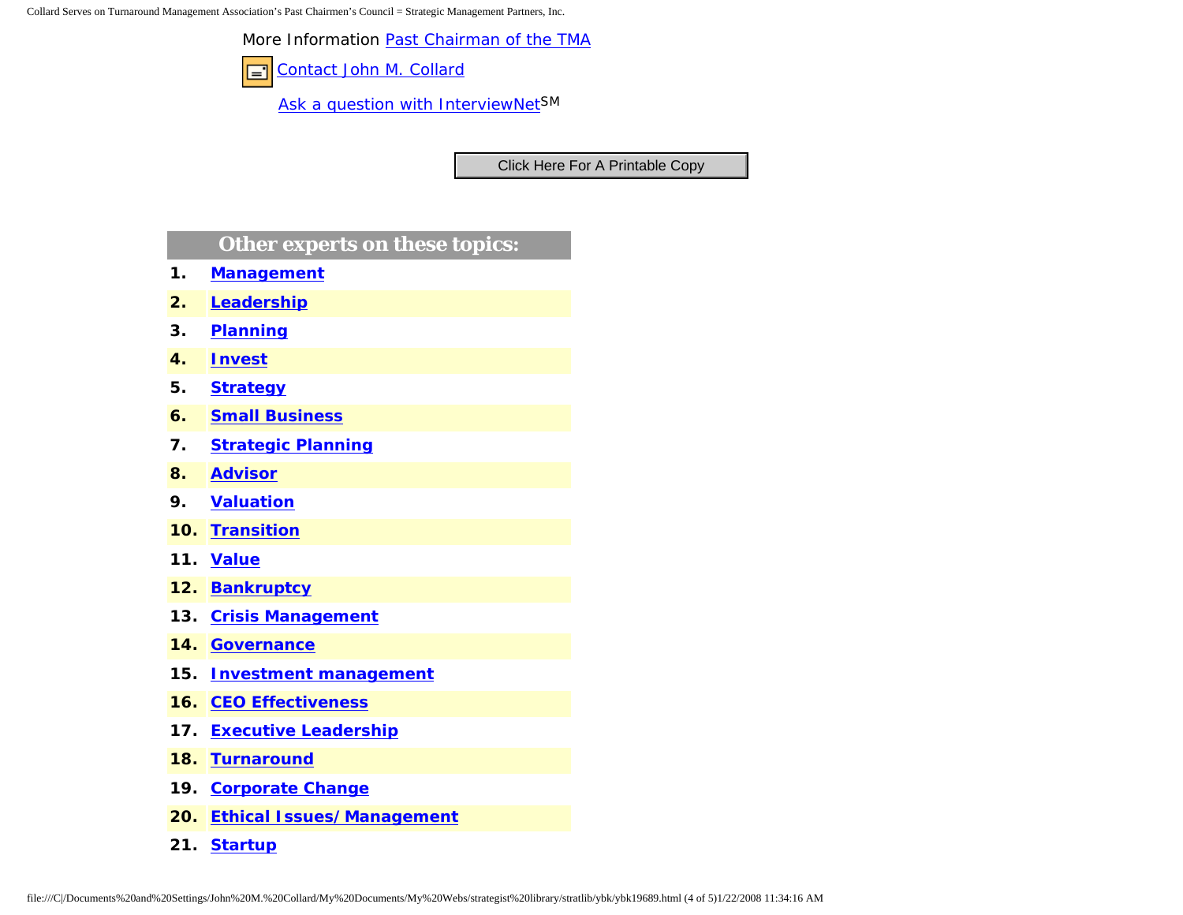More Information Past Chairman of the TMA

Contact John M. Collard

Ask a question with InterviewNet℠

Click Here For A Printable Copy

## Other experts on these topics:

1. **Management**
2. **Leadership**
3. **Planning**
4. **Invest**
5. **Strategy**
6. **Small Business**
7. **Strategic Planning**
8. **Advisor**
9. **Valuation**
10. **Transition**
11. **Value**
12. **Bankruptcy**
13. **Crisis Management**
14. **Governance**
15. **Investment management**
16. **CEO Effectiveness**
17. **Executive Leadership**
18. **Turnaround**
19. **Corporate Change**
20. **Ethical Issues/Management**
21. **Startup**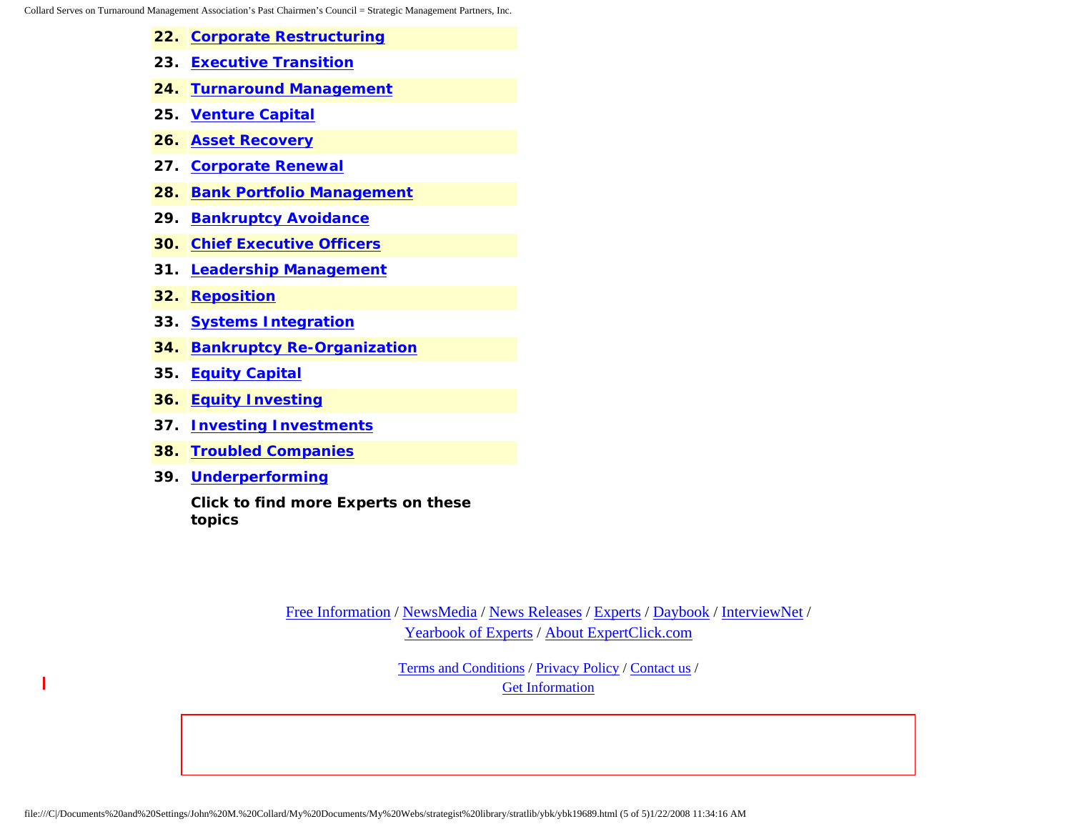22. **Corporate Restructuring**
23. **Executive Transition**
24. **Turnaround Management**
25. **Venture Capital**
26. **Asset Recovery**
27. **Corporate Renewal**
28. **Bank Portfolio Management**
29. **Bankruptcy Avoidance**
30. **Chief Executive Officers**
31. **Leadership Management**
32. **Reposition**
33. **Systems Integration**
34. **Bankruptcy Re-Organization**
35. **Equity Capital**
36. **Equity Investing**
37. **Investing Investments**
38. **Troubled Companies**
39. **Underperforming**

**Click to find more Experts on these topics**

Free Information / NewsMedia / News Releases / Experts / Daybook / InterviewNet / Yearbook of Experts / About ExpertClick.com

Terms and Conditions / Privacy Policy / Contact us / Get Information